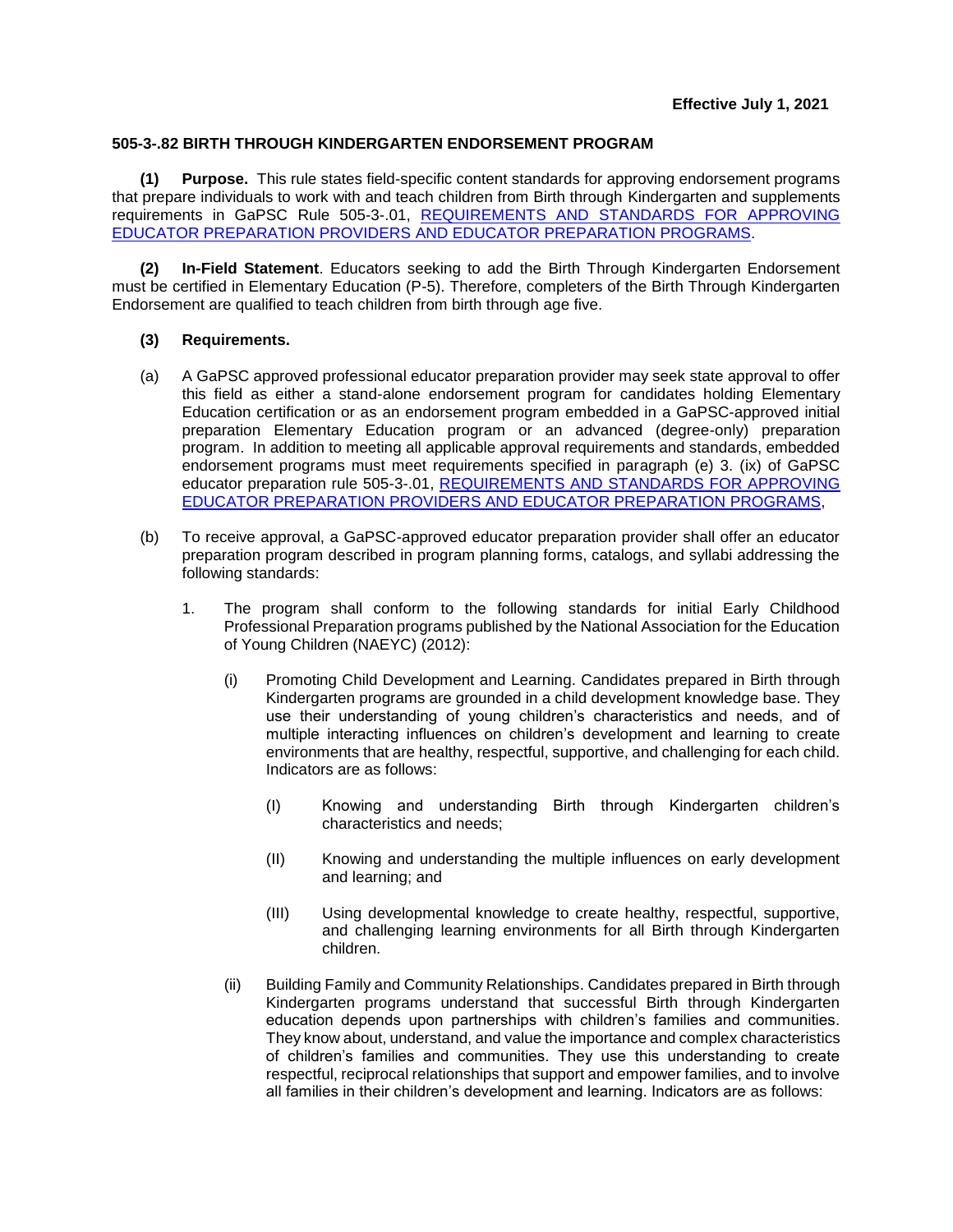**Effective July 1, 2021**

**505-3-.82 BIRTH THROUGH KINDERGARTEN ENDORSEMENT PROGRAM**

**(1) Purpose.** This rule states field-specific content standards for approving endorsement programs that prepare individuals to work with and teach children from Birth through Kindergarten and supplements requirements in GaPSC Rule 505-3-.01, [REQUIREMENTS AND STANDARDS FOR APPROVING EDUCATOR PREPARATION PROVIDERS AND EDUCATOR PREPARATION PROGRAMS]().

**(2) In-Field Statement**. Educators seeking to add the Birth Through Kindergarten Endorsement must be certified in Elementary Education (P-5). Therefore, completers of the Birth Through Kindergarten Endorsement are qualified to teach children from birth through age five.

**(3) Requirements.**

(a) A GaPSC approved professional educator preparation provider may seek state approval to offer this field as either a stand-alone endorsement program for candidates holding Elementary Education certification or as an endorsement program embedded in a GaPSC-approved initial preparation Elementary Education program or an advanced (degree-only) preparation program. In addition to meeting all applicable approval requirements and standards, embedded endorsement programs must meet requirements specified in paragraph (e) 3. (ix) of GaPSC educator preparation rule 505-3-.01, [REQUIREMENTS AND STANDARDS FOR APPROVING EDUCATOR PREPARATION PROVIDERS AND EDUCATOR PREPARATION PROGRAMS](),

(b) To receive approval, a GaPSC-approved educator preparation provider shall offer an educator preparation program described in program planning forms, catalogs, and syllabi addressing the following standards:

1. The program shall conform to the following standards for initial Early Childhood Professional Preparation programs published by the National Association for the Education of Young Children (NAEYC) (2012):

   (i) Promoting Child Development and Learning. Candidates prepared in Birth through Kindergarten programs are grounded in a child development knowledge base. They use their understanding of young children's characteristics and needs, and of multiple interacting influences on children's development and learning to create environments that are healthy, respectful, supportive, and challenging for each child. Indicators are as follows:

      (I) Knowing and understanding Birth through Kindergarten children's characteristics and needs;

      (II) Knowing and understanding the multiple influences on early development and learning; and

      (III) Using developmental knowledge to create healthy, respectful, supportive, and challenging learning environments for all Birth through Kindergarten children.

   (ii) Building Family and Community Relationships. Candidates prepared in Birth through Kindergarten programs understand that successful Birth through Kindergarten education depends upon partnerships with children's families and communities. They know about, understand, and value the importance and complex characteristics of children's families and communities. They use this understanding to create respectful, reciprocal relationships that support and empower families, and to involve all families in their children's development and learning. Indicators are as follows: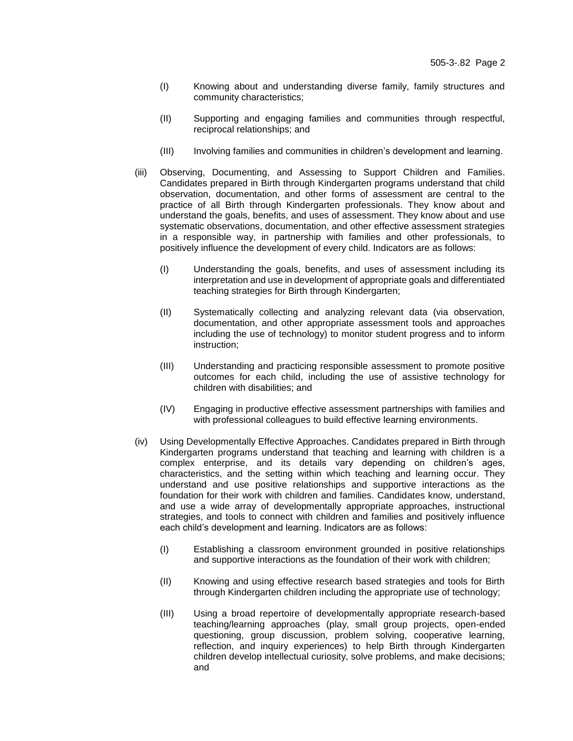(I) Knowing about and understanding diverse family, family structures and community characteristics;

(II) Supporting and engaging families and communities through respectful, reciprocal relationships; and

(III) Involving families and communities in children's development and learning.

(iii) Observing, Documenting, and Assessing to Support Children and Families. Candidates prepared in Birth through Kindergarten programs understand that child observation, documentation, and other forms of assessment are central to the practice of all Birth through Kindergarten professionals. They know about and understand the goals, benefits, and uses of assessment. They know about and use systematic observations, documentation, and other effective assessment strategies in a responsible way, in partnership with families and other professionals, to positively influence the development of every child. Indicators are as follows:

(I) Understanding the goals, benefits, and uses of assessment including its interpretation and use in development of appropriate goals and differentiated teaching strategies for Birth through Kindergarten;

(II) Systematically collecting and analyzing relevant data (via observation, documentation, and other appropriate assessment tools and approaches including the use of technology) to monitor student progress and to inform instruction;

(III) Understanding and practicing responsible assessment to promote positive outcomes for each child, including the use of assistive technology for children with disabilities; and

(IV) Engaging in productive effective assessment partnerships with families and with professional colleagues to build effective learning environments.

(iv) Using Developmentally Effective Approaches. Candidates prepared in Birth through Kindergarten programs understand that teaching and learning with children is a complex enterprise, and its details vary depending on children's ages, characteristics, and the setting within which teaching and learning occur. They understand and use positive relationships and supportive interactions as the foundation for their work with children and families. Candidates know, understand, and use a wide array of developmentally appropriate approaches, instructional strategies, and tools to connect with children and families and positively influence each child's development and learning. Indicators are as follows:

(I) Establishing a classroom environment grounded in positive relationships and supportive interactions as the foundation of their work with children;

(II) Knowing and using effective research based strategies and tools for Birth through Kindergarten children including the appropriate use of technology;

(III) Using a broad repertoire of developmentally appropriate research-based teaching/learning approaches (play, small group projects, open-ended questioning, group discussion, problem solving, cooperative learning, reflection, and inquiry experiences) to help Birth through Kindergarten children develop intellectual curiosity, solve problems, and make decisions; and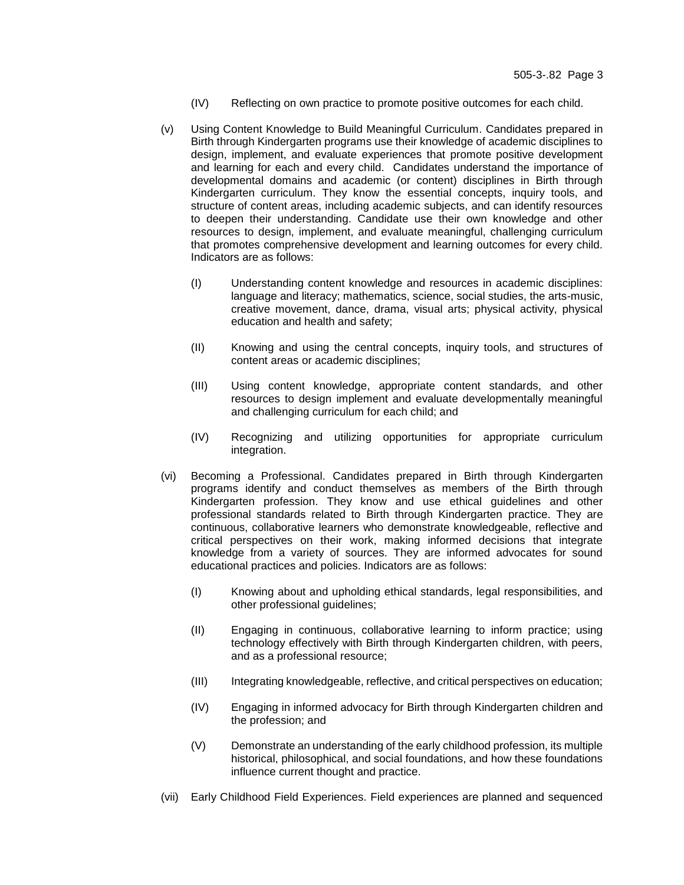(IV) Reflecting on own practice to promote positive outcomes for each child.

(v) Using Content Knowledge to Build Meaningful Curriculum. Candidates prepared in Birth through Kindergarten programs use their knowledge of academic disciplines to design, implement, and evaluate experiences that promote positive development and learning for each and every child. Candidates understand the importance of developmental domains and academic (or content) disciplines in Birth through Kindergarten curriculum. They know the essential concepts, inquiry tools, and structure of content areas, including academic subjects, and can identify resources to deepen their understanding. Candidate use their own knowledge and other resources to design, implement, and evaluate meaningful, challenging curriculum that promotes comprehensive development and learning outcomes for every child. Indicators are as follows:

(I) Understanding content knowledge and resources in academic disciplines: language and literacy; mathematics, science, social studies, the arts-music, creative movement, dance, drama, visual arts; physical activity, physical education and health and safety;

(II) Knowing and using the central concepts, inquiry tools, and structures of content areas or academic disciplines;

(III) Using content knowledge, appropriate content standards, and other resources to design implement and evaluate developmentally meaningful and challenging curriculum for each child; and

(IV) Recognizing and utilizing opportunities for appropriate curriculum integration.

(vi) Becoming a Professional. Candidates prepared in Birth through Kindergarten programs identify and conduct themselves as members of the Birth through Kindergarten profession. They know and use ethical guidelines and other professional standards related to Birth through Kindergarten practice. They are continuous, collaborative learners who demonstrate knowledgeable, reflective and critical perspectives on their work, making informed decisions that integrate knowledge from a variety of sources. They are informed advocates for sound educational practices and policies. Indicators are as follows:

(I) Knowing about and upholding ethical standards, legal responsibilities, and other professional guidelines;

(II) Engaging in continuous, collaborative learning to inform practice; using technology effectively with Birth through Kindergarten children, with peers, and as a professional resource;

(III) Integrating knowledgeable, reflective, and critical perspectives on education;

(IV) Engaging in informed advocacy for Birth through Kindergarten children and the profession; and

(V) Demonstrate an understanding of the early childhood profession, its multiple historical, philosophical, and social foundations, and how these foundations influence current thought and practice.

(vii) Early Childhood Field Experiences. Field experiences are planned and sequenced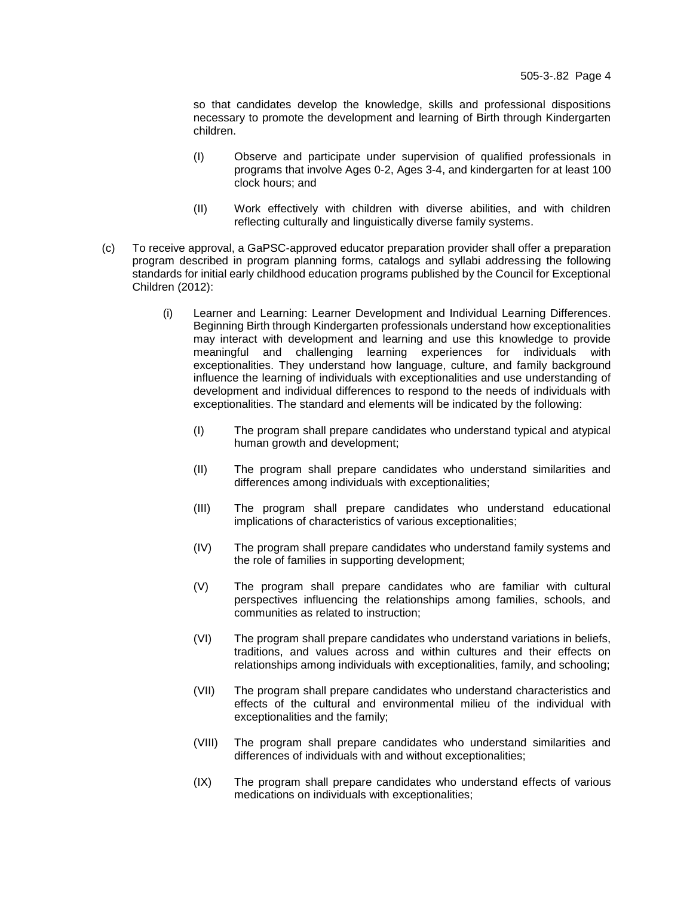so that candidates develop the knowledge, skills and professional dispositions necessary to promote the development and learning of Birth through Kindergarten children.

(I) Observe and participate under supervision of qualified professionals in programs that involve Ages 0-2, Ages 3-4, and kindergarten for at least 100 clock hours; and

(II) Work effectively with children with diverse abilities, and with children reflecting culturally and linguistically diverse family systems.

(c) To receive approval, a GaPSC-approved educator preparation provider shall offer a preparation program described in program planning forms, catalogs and syllabi addressing the following standards for initial early childhood education programs published by the Council for Exceptional Children (2012):

(i) Learner and Learning: Learner Development and Individual Learning Differences. Beginning Birth through Kindergarten professionals understand how exceptionalities may interact with development and learning and use this knowledge to provide meaningful and challenging learning experiences for individuals with exceptionalities. They understand how language, culture, and family background influence the learning of individuals with exceptionalities and use understanding of development and individual differences to respond to the needs of individuals with exceptionalities. The standard and elements will be indicated by the following:

(I) The program shall prepare candidates who understand typical and atypical human growth and development;

(II) The program shall prepare candidates who understand similarities and differences among individuals with exceptionalities;

(III) The program shall prepare candidates who understand educational implications of characteristics of various exceptionalities;

(IV) The program shall prepare candidates who understand family systems and the role of families in supporting development;

(V) The program shall prepare candidates who are familiar with cultural perspectives influencing the relationships among families, schools, and communities as related to instruction;

(VI) The program shall prepare candidates who understand variations in beliefs, traditions, and values across and within cultures and their effects on relationships among individuals with exceptionalities, family, and schooling;

(VII) The program shall prepare candidates who understand characteristics and effects of the cultural and environmental milieu of the individual with exceptionalities and the family;

(VIII) The program shall prepare candidates who understand similarities and differences of individuals with and without exceptionalities;

(IX) The program shall prepare candidates who understand effects of various medications on individuals with exceptionalities;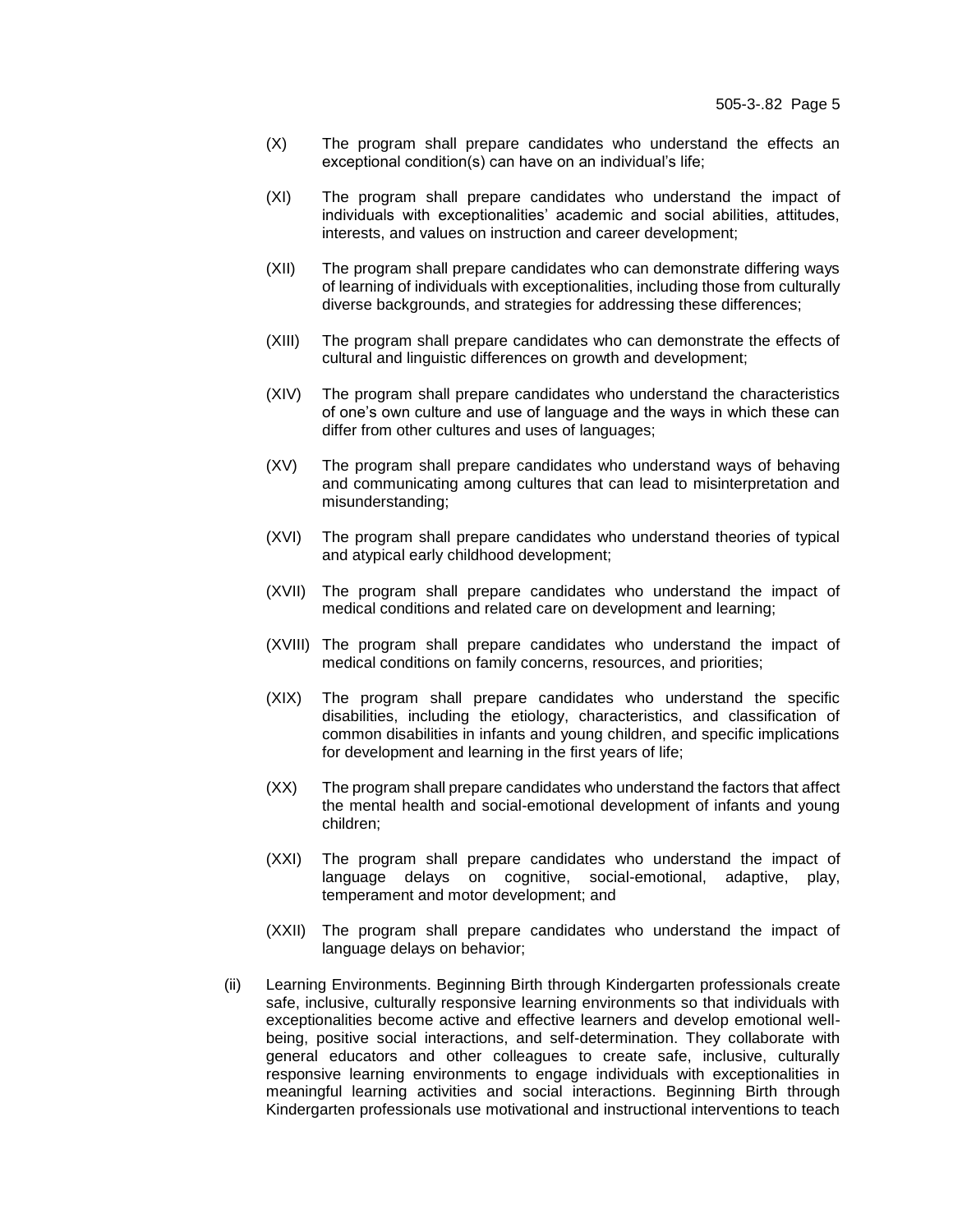(X) The program shall prepare candidates who understand the effects an exceptional condition(s) can have on an individual's life;

(XI) The program shall prepare candidates who understand the impact of individuals with exceptionalities' academic and social abilities, attitudes, interests, and values on instruction and career development;

(XII) The program shall prepare candidates who can demonstrate differing ways of learning of individuals with exceptionalities, including those from culturally diverse backgrounds, and strategies for addressing these differences;

(XIII) The program shall prepare candidates who can demonstrate the effects of cultural and linguistic differences on growth and development;

(XIV) The program shall prepare candidates who understand the characteristics of one's own culture and use of language and the ways in which these can differ from other cultures and uses of languages;

(XV) The program shall prepare candidates who understand ways of behaving and communicating among cultures that can lead to misinterpretation and misunderstanding;

(XVI) The program shall prepare candidates who understand theories of typical and atypical early childhood development;

(XVII) The program shall prepare candidates who understand the impact of medical conditions and related care on development and learning;

(XVIII) The program shall prepare candidates who understand the impact of medical conditions on family concerns, resources, and priorities;

(XIX) The program shall prepare candidates who understand the specific disabilities, including the etiology, characteristics, and classification of common disabilities in infants and young children, and specific implications for development and learning in the first years of life;

(XX) The program shall prepare candidates who understand the factors that affect the mental health and social-emotional development of infants and young children;

(XXI) The program shall prepare candidates who understand the impact of language delays on cognitive, social-emotional, adaptive, play, temperament and motor development; and

(XXII) The program shall prepare candidates who understand the impact of language delays on behavior;

(ii) Learning Environments. Beginning Birth through Kindergarten professionals create safe, inclusive, culturally responsive learning environments so that individuals with exceptionalities become active and effective learners and develop emotional well-being, positive social interactions, and self-determination. They collaborate with general educators and other colleagues to create safe, inclusive, culturally responsive learning environments to engage individuals with exceptionalities in meaningful learning activities and social interactions. Beginning Birth through Kindergarten professionals use motivational and instructional interventions to teach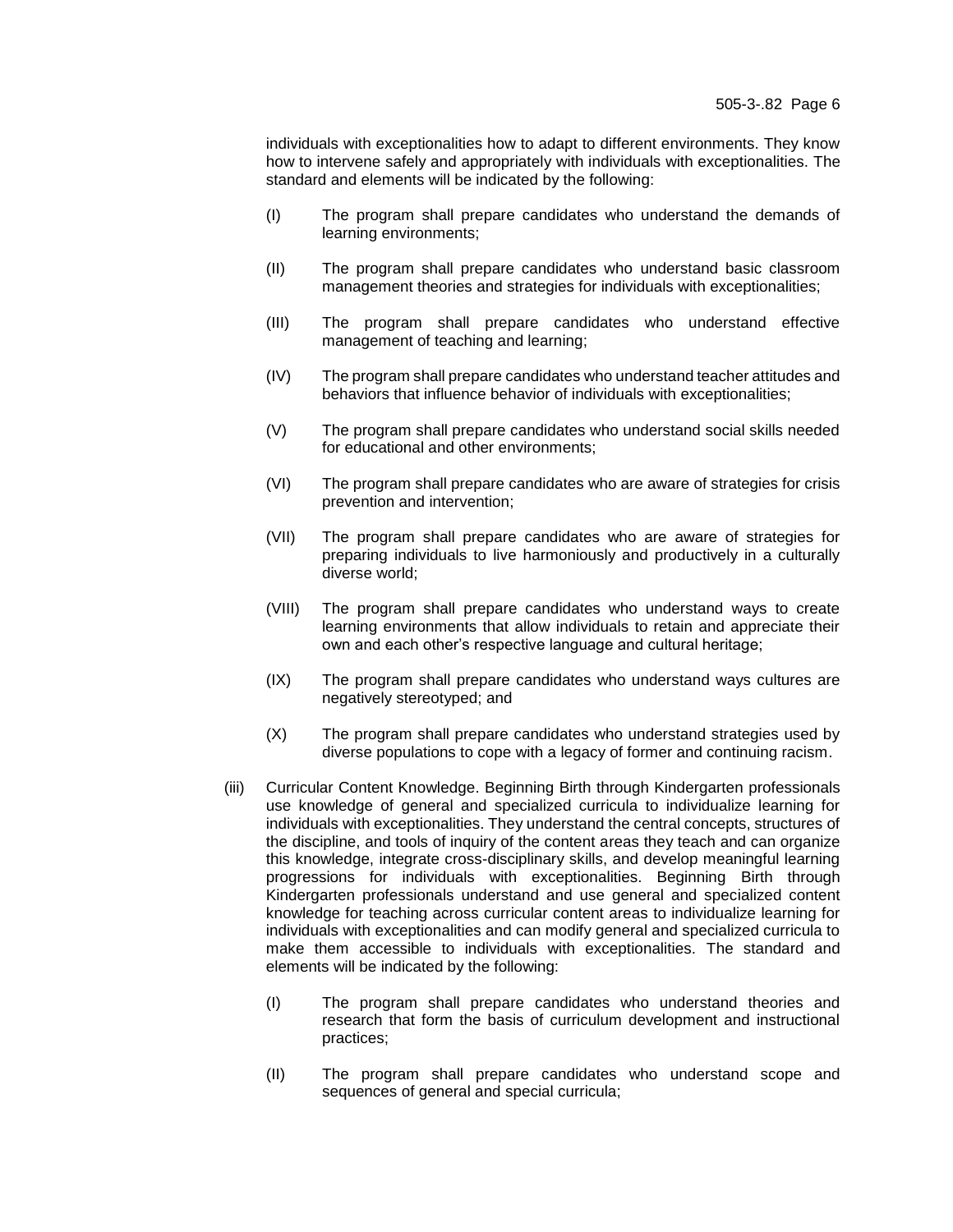individuals with exceptionalities how to adapt to different environments. They know how to intervene safely and appropriately with individuals with exceptionalities. The standard and elements will be indicated by the following:

(I) The program shall prepare candidates who understand the demands of learning environments;

(II) The program shall prepare candidates who understand basic classroom management theories and strategies for individuals with exceptionalities;

(III) The program shall prepare candidates who understand effective management of teaching and learning;

(IV) The program shall prepare candidates who understand teacher attitudes and behaviors that influence behavior of individuals with exceptionalities;

(V) The program shall prepare candidates who understand social skills needed for educational and other environments;

(VI) The program shall prepare candidates who are aware of strategies for crisis prevention and intervention;

(VII) The program shall prepare candidates who are aware of strategies for preparing individuals to live harmoniously and productively in a culturally diverse world;

(VIII) The program shall prepare candidates who understand ways to create learning environments that allow individuals to retain and appreciate their own and each other's respective language and cultural heritage;

(IX) The program shall prepare candidates who understand ways cultures are negatively stereotyped; and

(X) The program shall prepare candidates who understand strategies used by diverse populations to cope with a legacy of former and continuing racism.

(iii) Curricular Content Knowledge. Beginning Birth through Kindergarten professionals use knowledge of general and specialized curricula to individualize learning for individuals with exceptionalities. They understand the central concepts, structures of the discipline, and tools of inquiry of the content areas they teach and can organize this knowledge, integrate cross-disciplinary skills, and develop meaningful learning progressions for individuals with exceptionalities. Beginning Birth through Kindergarten professionals understand and use general and specialized content knowledge for teaching across curricular content areas to individualize learning for individuals with exceptionalities and can modify general and specialized curricula to make them accessible to individuals with exceptionalities. The standard and elements will be indicated by the following:

(I) The program shall prepare candidates who understand theories and research that form the basis of curriculum development and instructional practices;

(II) The program shall prepare candidates who understand scope and sequences of general and special curricula;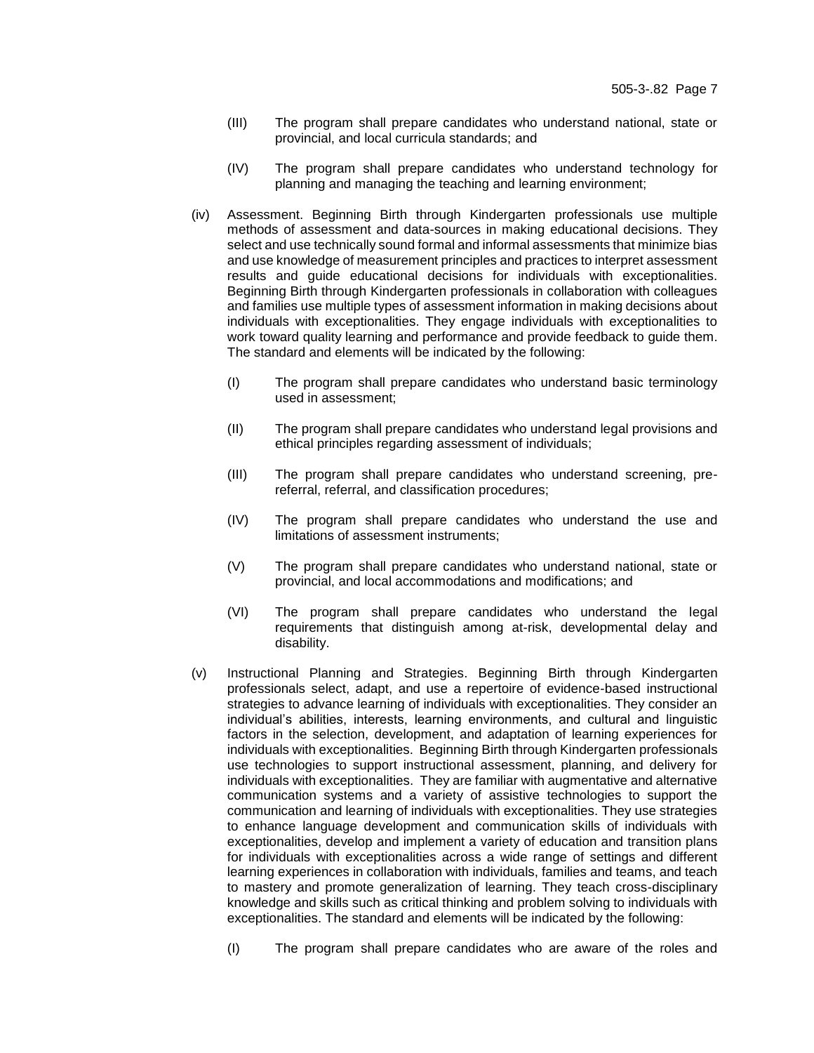(III) The program shall prepare candidates who understand national, state or provincial, and local curricula standards; and

(IV) The program shall prepare candidates who understand technology for planning and managing the teaching and learning environment;

(iv) Assessment. Beginning Birth through Kindergarten professionals use multiple methods of assessment and data-sources in making educational decisions. They select and use technically sound formal and informal assessments that minimize bias and use knowledge of measurement principles and practices to interpret assessment results and guide educational decisions for individuals with exceptionalities. Beginning Birth through Kindergarten professionals in collaboration with colleagues and families use multiple types of assessment information in making decisions about individuals with exceptionalities. They engage individuals with exceptionalities to work toward quality learning and performance and provide feedback to guide them. The standard and elements will be indicated by the following:

(I) The program shall prepare candidates who understand basic terminology used in assessment;

(II) The program shall prepare candidates who understand legal provisions and ethical principles regarding assessment of individuals;

(III) The program shall prepare candidates who understand screening, pre-referral, referral, and classification procedures;

(IV) The program shall prepare candidates who understand the use and limitations of assessment instruments;

(V) The program shall prepare candidates who understand national, state or provincial, and local accommodations and modifications; and

(VI) The program shall prepare candidates who understand the legal requirements that distinguish among at-risk, developmental delay and disability.

(v) Instructional Planning and Strategies. Beginning Birth through Kindergarten professionals select, adapt, and use a repertoire of evidence-based instructional strategies to advance learning of individuals with exceptionalities. They consider an individual's abilities, interests, learning environments, and cultural and linguistic factors in the selection, development, and adaptation of learning experiences for individuals with exceptionalities. Beginning Birth through Kindergarten professionals use technologies to support instructional assessment, planning, and delivery for individuals with exceptionalities. They are familiar with augmentative and alternative communication systems and a variety of assistive technologies to support the communication and learning of individuals with exceptionalities. They use strategies to enhance language development and communication skills of individuals with exceptionalities, develop and implement a variety of education and transition plans for individuals with exceptionalities across a wide range of settings and different learning experiences in collaboration with individuals, families and teams, and teach to mastery and promote generalization of learning. They teach cross-disciplinary knowledge and skills such as critical thinking and problem solving to individuals with exceptionalities. The standard and elements will be indicated by the following:

(I) The program shall prepare candidates who are aware of the roles and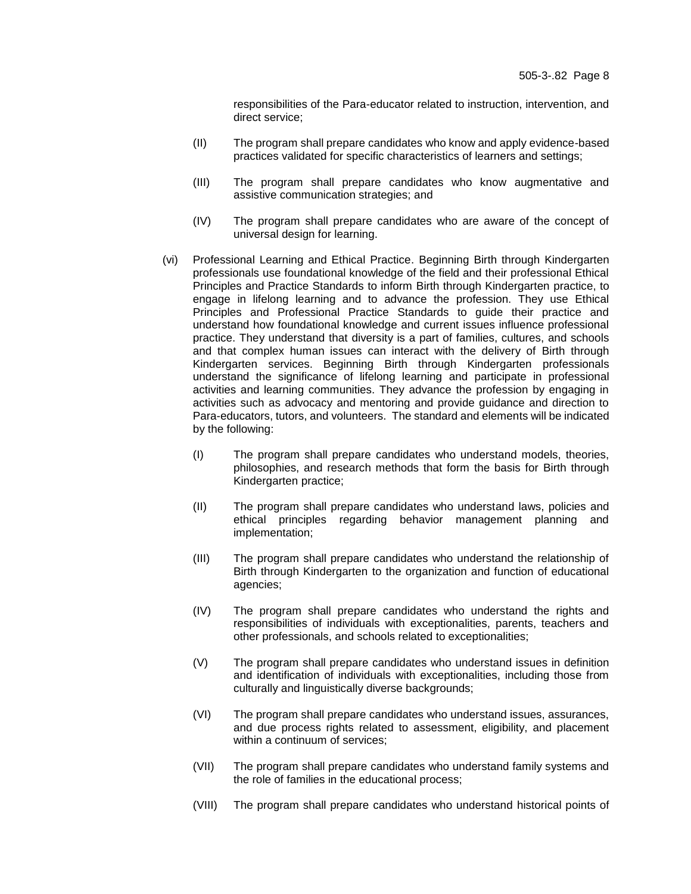responsibilities of the Para-educator related to instruction, intervention, and direct service;

(II) The program shall prepare candidates who know and apply evidence-based practices validated for specific characteristics of learners and settings;

(III) The program shall prepare candidates who know augmentative and assistive communication strategies; and

(IV) The program shall prepare candidates who are aware of the concept of universal design for learning.

(vi) Professional Learning and Ethical Practice. Beginning Birth through Kindergarten professionals use foundational knowledge of the field and their professional Ethical Principles and Practice Standards to inform Birth through Kindergarten practice, to engage in lifelong learning and to advance the profession. They use Ethical Principles and Professional Practice Standards to guide their practice and understand how foundational knowledge and current issues influence professional practice. They understand that diversity is a part of families, cultures, and schools and that complex human issues can interact with the delivery of Birth through Kindergarten services. Beginning Birth through Kindergarten professionals understand the significance of lifelong learning and participate in professional activities and learning communities. They advance the profession by engaging in activities such as advocacy and mentoring and provide guidance and direction to Para-educators, tutors, and volunteers. The standard and elements will be indicated by the following:

(I) The program shall prepare candidates who understand models, theories, philosophies, and research methods that form the basis for Birth through Kindergarten practice;

(II) The program shall prepare candidates who understand laws, policies and ethical principles regarding behavior management planning and implementation;

(III) The program shall prepare candidates who understand the relationship of Birth through Kindergarten to the organization and function of educational agencies;

(IV) The program shall prepare candidates who understand the rights and responsibilities of individuals with exceptionalities, parents, teachers and other professionals, and schools related to exceptionalities;

(V) The program shall prepare candidates who understand issues in definition and identification of individuals with exceptionalities, including those from culturally and linguistically diverse backgrounds;

(VI) The program shall prepare candidates who understand issues, assurances, and due process rights related to assessment, eligibility, and placement within a continuum of services;

(VII) The program shall prepare candidates who understand family systems and the role of families in the educational process;

(VIII) The program shall prepare candidates who understand historical points of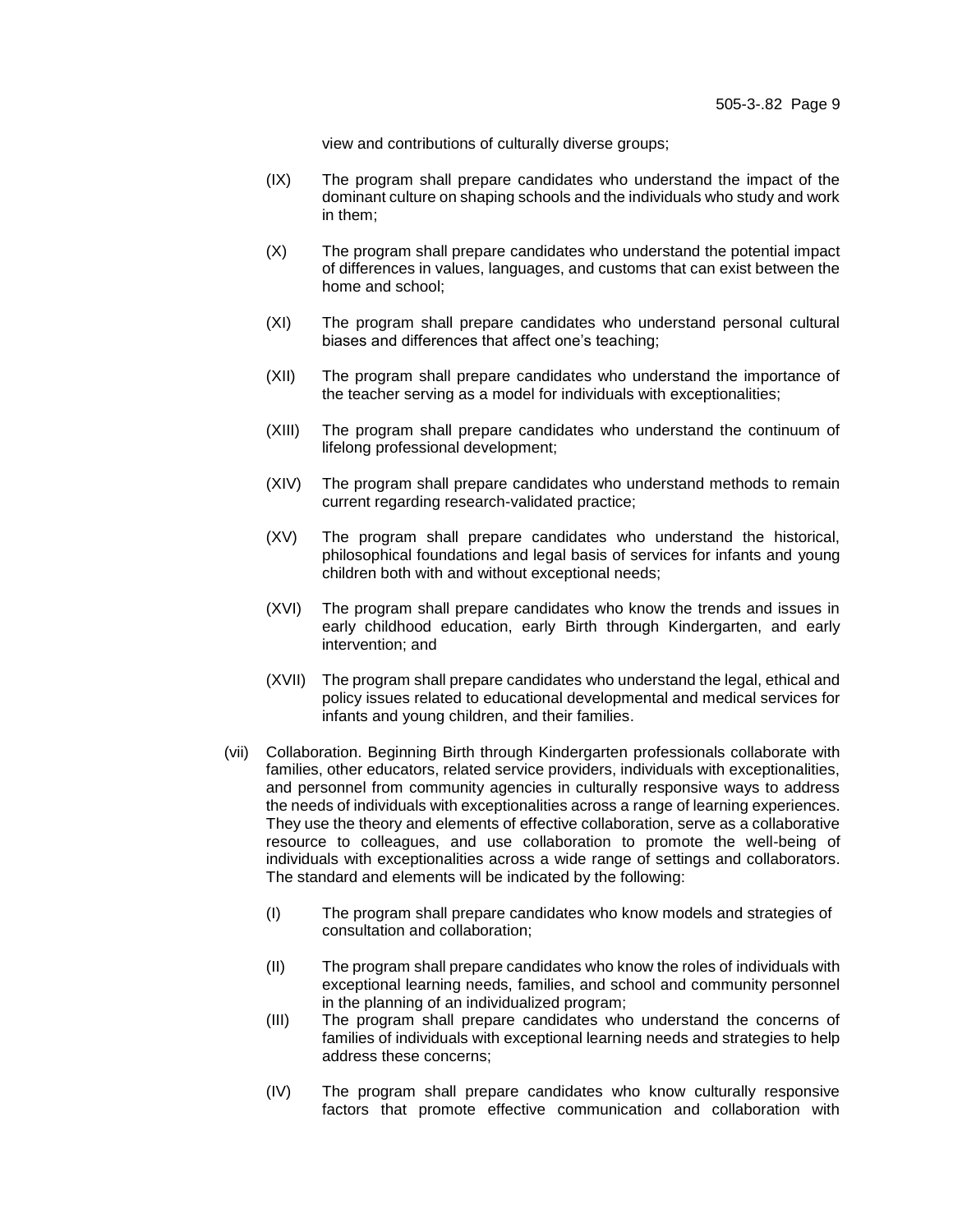view and contributions of culturally diverse groups;

(IX) The program shall prepare candidates who understand the impact of the dominant culture on shaping schools and the individuals who study and work in them;

(X) The program shall prepare candidates who understand the potential impact of differences in values, languages, and customs that can exist between the home and school;

(XI) The program shall prepare candidates who understand personal cultural biases and differences that affect one's teaching;

(XII) The program shall prepare candidates who understand the importance of the teacher serving as a model for individuals with exceptionalities;

(XIII) The program shall prepare candidates who understand the continuum of lifelong professional development;

(XIV) The program shall prepare candidates who understand methods to remain current regarding research-validated practice;

(XV) The program shall prepare candidates who understand the historical, philosophical foundations and legal basis of services for infants and young children both with and without exceptional needs;

(XVI) The program shall prepare candidates who know the trends and issues in early childhood education, early Birth through Kindergarten, and early intervention; and

(XVII) The program shall prepare candidates who understand the legal, ethical and policy issues related to educational developmental and medical services for infants and young children, and their families.

(vii) Collaboration. Beginning Birth through Kindergarten professionals collaborate with families, other educators, related service providers, individuals with exceptionalities, and personnel from community agencies in culturally responsive ways to address the needs of individuals with exceptionalities across a range of learning experiences. They use the theory and elements of effective collaboration, serve as a collaborative resource to colleagues, and use collaboration to promote the well-being of individuals with exceptionalities across a wide range of settings and collaborators. The standard and elements will be indicated by the following:

(I) The program shall prepare candidates who know models and strategies of consultation and collaboration;

(II) The program shall prepare candidates who know the roles of individuals with exceptional learning needs, families, and school and community personnel in the planning of an individualized program;

(III) The program shall prepare candidates who understand the concerns of families of individuals with exceptional learning needs and strategies to help address these concerns;

(IV) The program shall prepare candidates who know culturally responsive factors that promote effective communication and collaboration with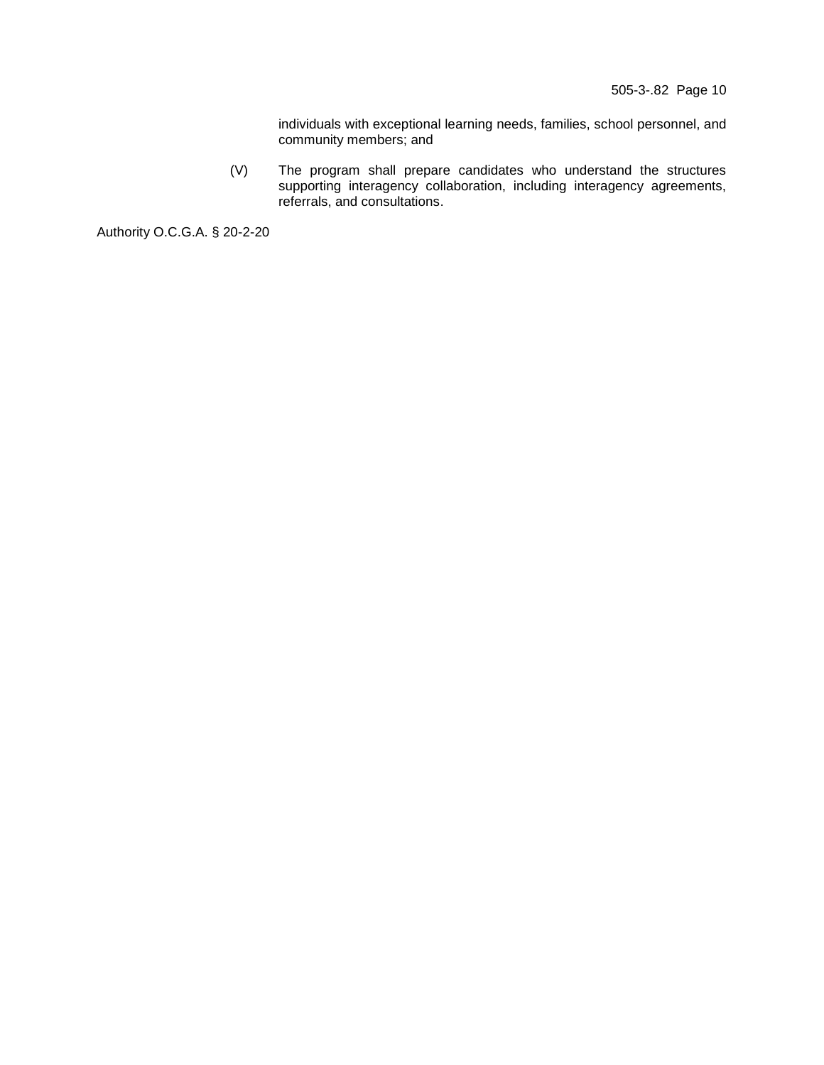individuals with exceptional learning needs, families, school personnel, and community members; and

(V) The program shall prepare candidates who understand the structures supporting interagency collaboration, including interagency agreements, referrals, and consultations.

Authority O.C.G.A. § 20-2-20